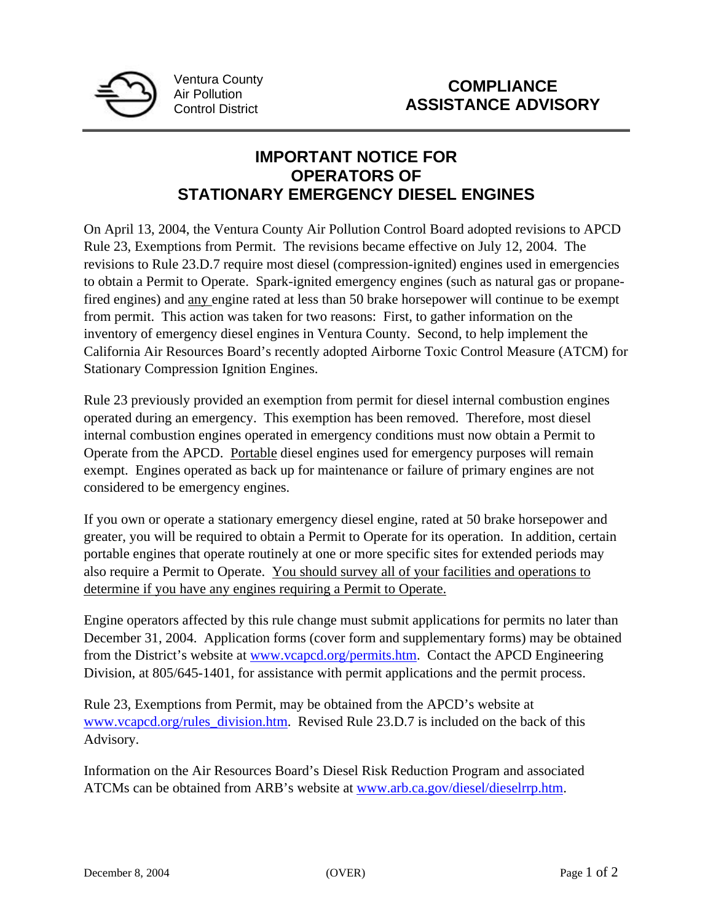Ventura County
Air Pollution
Control District

**COMPLIANCE ASSISTANCE ADVISORY**

---

# IMPORTANT NOTICE FOR OPERATORS OF STATIONARY EMERGENCY DIESEL ENGINES

On April 13, 2004, the Ventura County Air Pollution Control Board adopted revisions to APCD Rule 23, Exemptions from Permit. The revisions became effective on July 12, 2004. The revisions to Rule 23.D.7 require most diesel (compression-ignited) engines used in emergencies to obtain a Permit to Operate. Spark-ignited emergency engines (such as natural gas or propane-fired engines) and <u>any</u> engine rated at less than 50 brake horsepower will continue to be exempt from permit. This action was taken for two reasons: First, to gather information on the inventory of emergency diesel engines in Ventura County. Second, to help implement the California Air Resources Board's recently adopted Airborne Toxic Control Measure (ATCM) for Stationary Compression Ignition Engines.

Rule 23 previously provided an exemption from permit for diesel internal combustion engines operated during an emergency. This exemption has been removed. Therefore, most diesel internal combustion engines operated in emergency conditions must now obtain a Permit to Operate from the APCD. <u>Portable</u> diesel engines used for emergency purposes will remain exempt. Engines operated as back up for maintenance or failure of primary engines are not considered to be emergency engines.

If you own or operate a stationary emergency diesel engine, rated at 50 brake horsepower and greater, you will be required to obtain a Permit to Operate for its operation. In addition, certain portable engines that operate routinely at one or more specific sites for extended periods may also require a Permit to Operate. <u>You should survey all of your facilities and operations to determine if you have any engines requiring a Permit to Operate.</u>

Engine operators affected by this rule change must submit applications for permits no later than December 31, 2004. Application forms (cover form and supplementary forms) may be obtained from the District's website at www.vcapcd.org/permits.htm. Contact the APCD Engineering Division, at 805/645-1401, for assistance with permit applications and the permit process.

Rule 23, Exemptions from Permit, may be obtained from the APCD's website at www.vcapcd.org/rules_division.htm. Revised Rule 23.D.7 is included on the back of this Advisory.

Information on the Air Resources Board's Diesel Risk Reduction Program and associated ATCMs can be obtained from ARB's website at www.arb.ca.gov/diesel/dieselrrp.htm.

December 8, 2004 (OVER)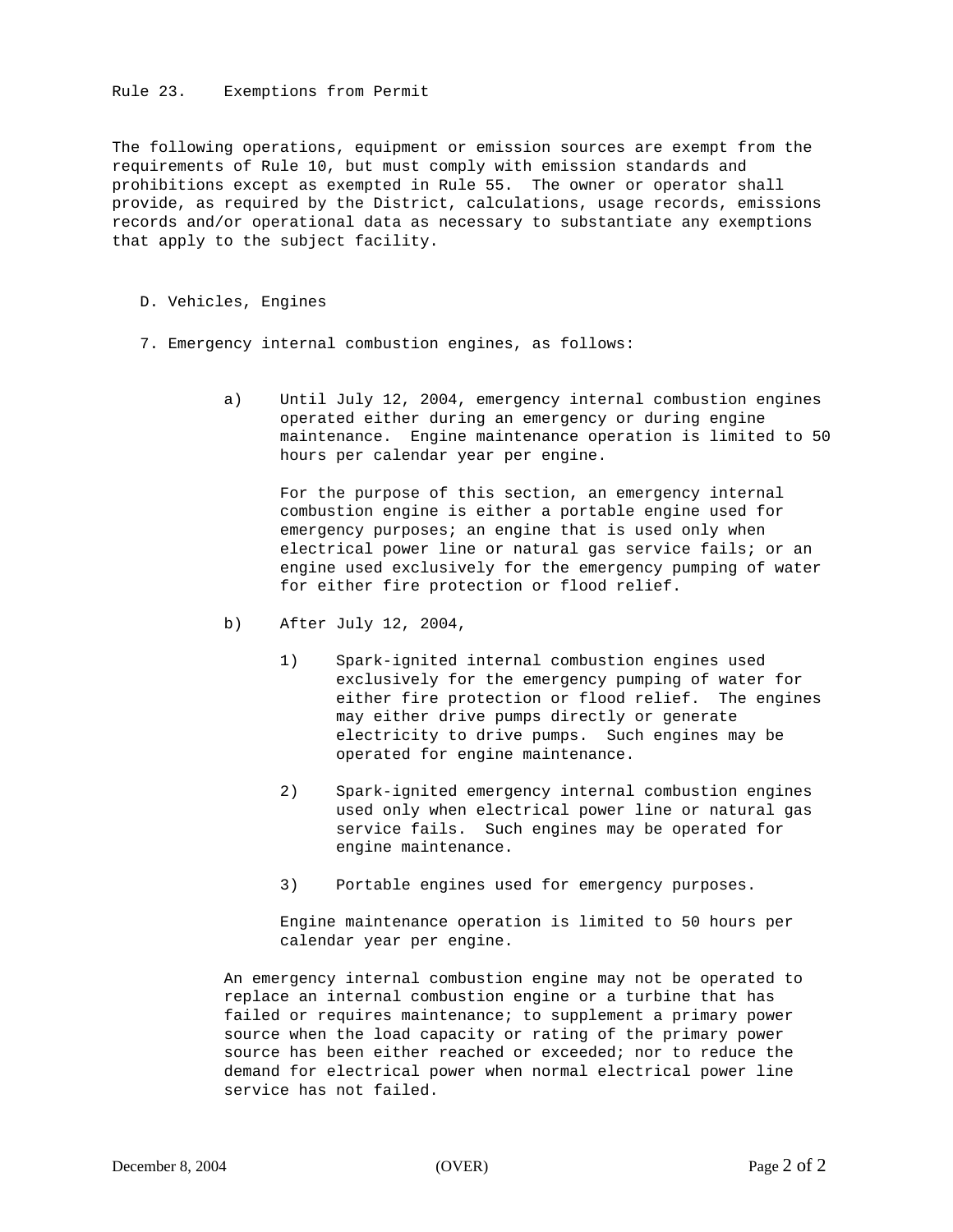Rule 23. Exemptions from Permit

The following operations, equipment or emission sources are exempt from the requirements of Rule 10, but must comply with emission standards and prohibitions except as exempted in Rule 55. The owner or operator shall provide, as required by the District, calculations, usage records, emissions records and/or operational data as necessary to substantiate any exemptions that apply to the subject facility.

D. Vehicles, Engines

7. Emergency internal combustion engines, as follows:

   a) Until July 12, 2004, emergency internal combustion engines operated either during an emergency or during engine maintenance. Engine maintenance operation is limited to 50 hours per calendar year per engine.

      For the purpose of this section, an emergency internal combustion engine is either a portable engine used for emergency purposes; an engine that is used only when electrical power line or natural gas service fails; or an engine used exclusively for the emergency pumping of water for either fire protection or flood relief.

   b) After July 12, 2004,

      1) Spark-ignited internal combustion engines used exclusively for the emergency pumping of water for either fire protection or flood relief. The engines may either drive pumps directly or generate electricity to drive pumps. Such engines may be operated for engine maintenance.

      2) Spark-ignited emergency internal combustion engines used only when electrical power line or natural gas service fails. Such engines may be operated for engine maintenance.

      3) Portable engines used for emergency purposes.

      Engine maintenance operation is limited to 50 hours per calendar year per engine.

   An emergency internal combustion engine may not be operated to replace an internal combustion engine or a turbine that has failed or requires maintenance; to supplement a primary power source when the load capacity or rating of the primary power source has been either reached or exceeded; nor to reduce the demand for electrical power when normal electrical power line service has not failed.